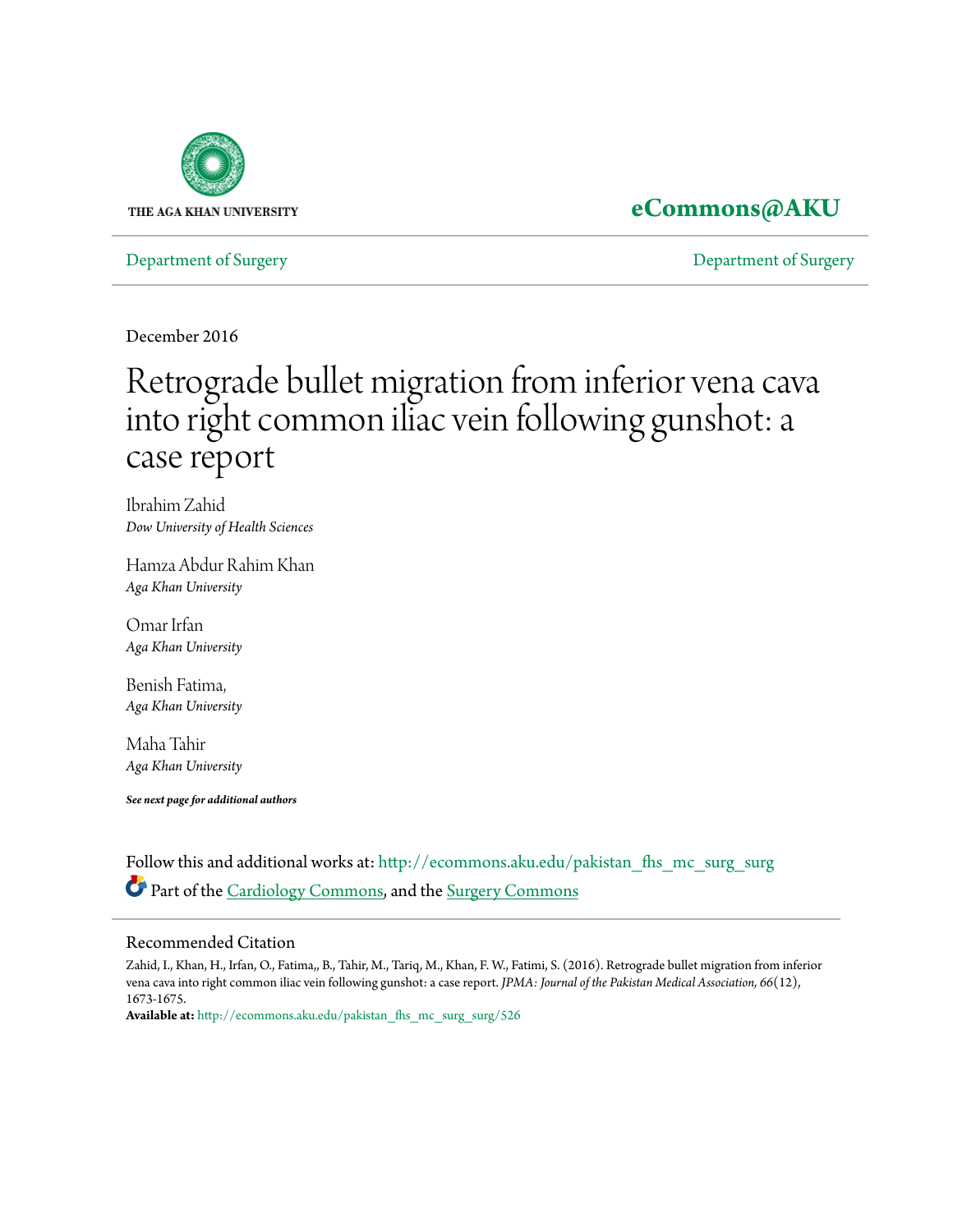THE AGA KHAN UNIVERSITY

**eCommons@AKU**

Department of Surgery | Department of Surgery

December 2016

# Retrograde bullet migration from inferior vena cava into right common iliac vein following gunshot: a case report

Ibrahim Zahid
*Dow University of Health Sciences*

Hamza Abdur Rahim Khan
*Aga Khan University*

Omar Irfan
*Aga Khan University*

Benish Fatima,
*Aga Khan University*

Maha Tahir
*Aga Khan University*

***See next page for additional authors***

Follow this and additional works at: http://ecommons.aku.edu/pakistan_fhs_mc_surg_surg

Part of the Cardiology Commons, and the Surgery Commons

## Recommended Citation

Zahid, I., Khan, H., Irfan, O., Fatima,, B., Tahir, M., Tariq, M., Khan, F. W., Fatimi, S. (2016). Retrograde bullet migration from inferior vena cava into right common iliac vein following gunshot: a case report. *JPMA: Journal of the Pakistan Medical Association, 66*(12), 1673-1675.

**Available at:** http://ecommons.aku.edu/pakistan_fhs_mc_surg_surg/526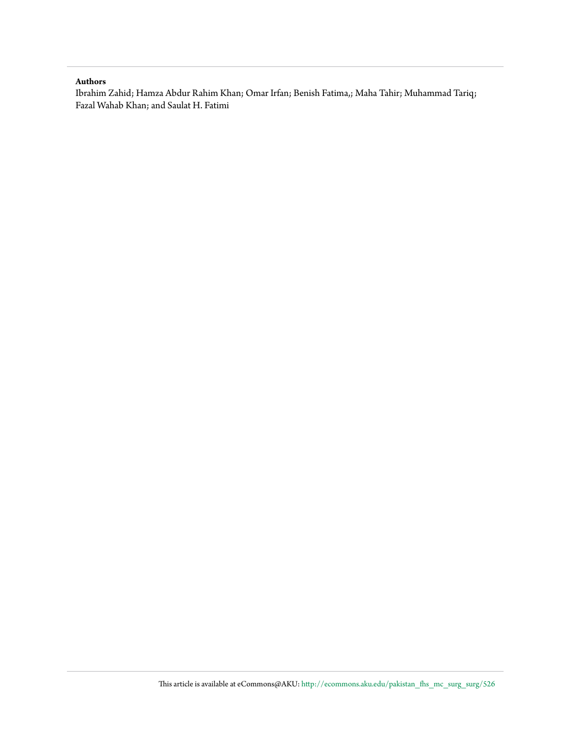**Authors**

Ibrahim Zahid; Hamza Abdur Rahim Khan; Omar Irfan; Benish Fatima,; Maha Tahir; Muhammad Tariq; Fazal Wahab Khan; and Saulat H. Fatimi

This article is available at eCommons@AKU: http://ecommons.aku.edu/pakistan_fhs_mc_surg_surg/526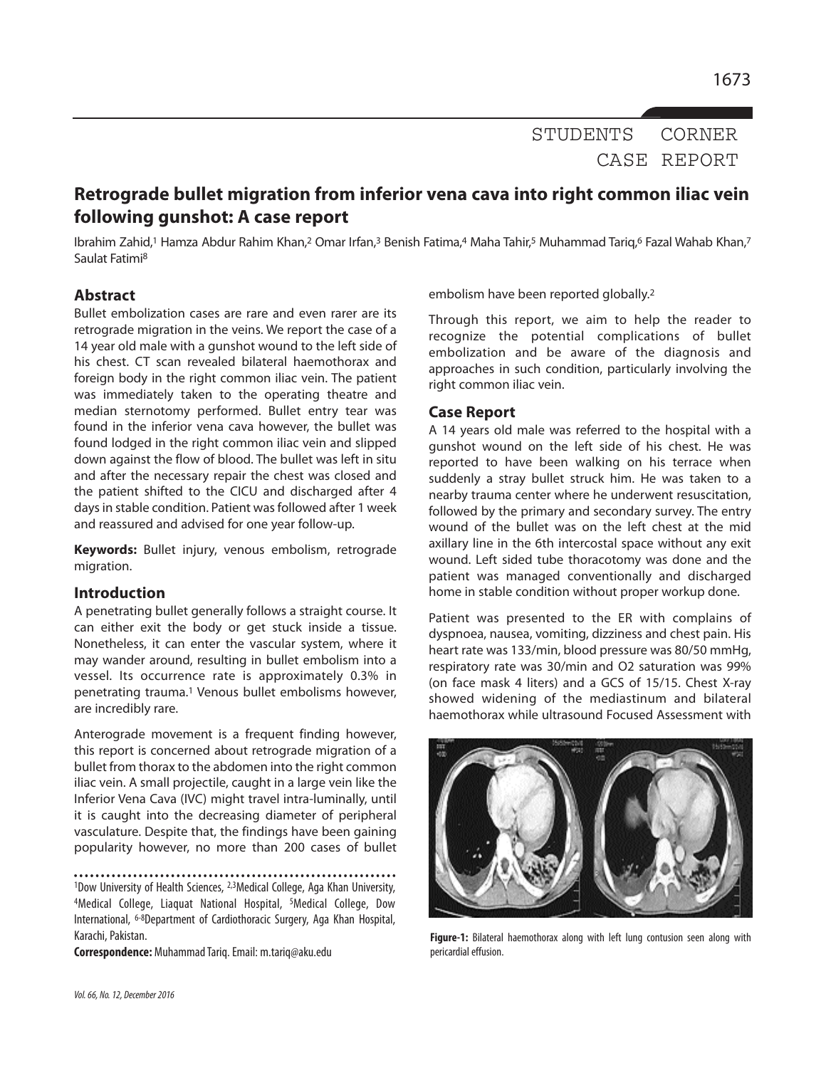STUDENTS CORNER
CASE REPORT

# Retrograde bullet migration from inferior vena cava into right common iliac vein following gunshot: A case report

Ibrahim Zahid,[1] Hamza Abdur Rahim Khan,[2] Omar Irfan,[3] Benish Fatima,[4] Maha Tahir,[5] Muhammad Tariq,[6] Fazal Wahab Khan,[7] Saulat Fatimi[8]

## Abstract

Bullet embolization cases are rare and even rarer are its retrograde migration in the veins. We report the case of a 14 year old male with a gunshot wound to the left side of his chest. CT scan revealed bilateral haemothorax and foreign body in the right common iliac vein. The patient was immediately taken to the operating theatre and median sternotomy performed. Bullet entry tear was found in the inferior vena cava however, the bullet was found lodged in the right common iliac vein and slipped down against the flow of blood. The bullet was left in situ and after the necessary repair the chest was closed and the patient shifted to the CICU and discharged after 4 days in stable condition. Patient was followed after 1 week and reassured and advised for one year follow-up.

**Keywords:** Bullet injury, venous embolism, retrograde migration.

## Introduction

A penetrating bullet generally follows a straight course. It can either exit the body or get stuck inside a tissue. Nonetheless, it can enter the vascular system, where it may wander around, resulting in bullet embolism into a vessel. Its occurrence rate is approximately 0.3% in penetrating trauma.[1] Venous bullet embolisms however, are incredibly rare.

Anterograde movement is a frequent finding however, this report is concerned about retrograde migration of a bullet from thorax to the abdomen into the right common iliac vein. A small projectile, caught in a large vein like the Inferior Vena Cava (IVC) might travel intra-luminally, until it is caught into the decreasing diameter of peripheral vasculature. Despite that, the findings have been gaining popularity however, no more than 200 cases of bullet embolism have been reported globally.[2]

Through this report, we aim to help the reader to recognize the potential complications of bullet embolization and be aware of the diagnosis and approaches in such condition, particularly involving the right common iliac vein.

[1]Dow University of Health Sciences, [2,3]Medical College, Aga Khan University, [4]Medical College, Liaquat National Hospital, [5]Medical College, Dow International, [6-8]Department of Cardiothoracic Surgery, Aga Khan Hospital, Karachi, Pakistan.

**Correspondence:** Muhammad Tariq. Email: m.tariq@aku.edu

## Case Report

A 14 years old male was referred to the hospital with a gunshot wound on the left side of his chest. He was reported to have been walking on his terrace when suddenly a stray bullet struck him. He was taken to a nearby trauma center where he underwent resuscitation, followed by the primary and secondary survey. The entry wound of the bullet was on the left chest at the mid axillary line in the 6th intercostal space without any exit wound. Left sided tube thoracotomy was done and the patient was managed conventionally and discharged home in stable condition without proper workup done.

Patient was presented to the ER with complains of dyspnoea, nausea, vomiting, dizziness and chest pain. His heart rate was 133/min, blood pressure was 80/50 mmHg, respiratory rate was 30/min and O2 saturation was 99% (on face mask 4 liters) and a GCS of 15/15. Chest X-ray showed widening of the mediastinum and bilateral haemothorax while ultrasound Focused Assessment with

**Figure-1:** Bilateral haemothorax along with left lung contusion seen along with pericardial effusion.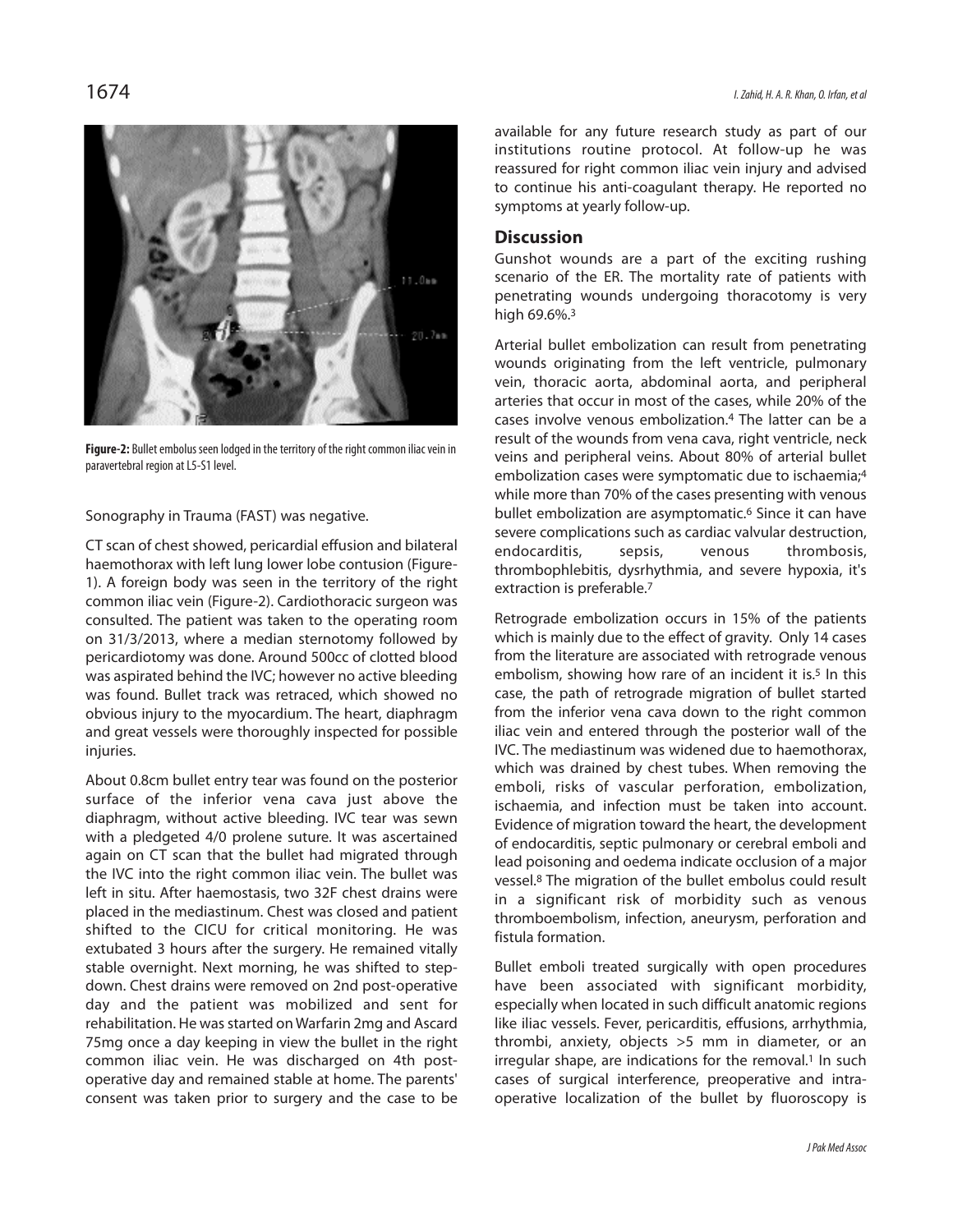**Figure-2:** Bullet embolus seen lodged in the territory of the right common iliac vein in paravertebral region at L5-S1 level.

Sonography in Trauma (FAST) was negative.

CT scan of chest showed, pericardial effusion and bilateral haemothorax with left lung lower lobe contusion (Figure-1). A foreign body was seen in the territory of the right common iliac vein (Figure-2). Cardiothoracic surgeon was consulted. The patient was taken to the operating room on 31/3/2013, where a median sternotomy followed by pericardiotomy was done. Around 500cc of clotted blood was aspirated behind the IVC; however no active bleeding was found. Bullet track was retraced, which showed no obvious injury to the myocardium. The heart, diaphragm and great vessels were thoroughly inspected for possible injuries.

About 0.8cm bullet entry tear was found on the posterior surface of the inferior vena cava just above the diaphragm, without active bleeding. IVC tear was sewn with a pledgeted 4/0 prolene suture. It was ascertained again on CT scan that the bullet had migrated through the IVC into the right common iliac vein. The bullet was left in situ. After haemostasis, two 32F chest drains were placed in the mediastinum. Chest was closed and patient shifted to the CICU for critical monitoring. He was extubated 3 hours after the surgery. He remained vitally stable overnight. Next morning, he was shifted to step-down. Chest drains were removed on 2nd post-operative day and the patient was mobilized and sent for rehabilitation. He was started on Warfarin 2mg and Ascard 75mg once a day keeping in view the bullet in the right common iliac vein. He was discharged on 4th post-operative day and remained stable at home. The parents' consent was taken prior to surgery and the case to be available for any future research study as part of our institutions routine protocol. At follow-up he was reassured for right common iliac vein injury and advised to continue his anti-coagulant therapy. He reported no symptoms at yearly follow-up.

## Discussion

Gunshot wounds are a part of the exciting rushing scenario of the ER. The mortality rate of patients with penetrating wounds undergoing thoracotomy is very high 69.6%.[3]

Arterial bullet embolization can result from penetrating wounds originating from the left ventricle, pulmonary vein, thoracic aorta, abdominal aorta, and peripheral arteries that occur in most of the cases, while 20% of the cases involve venous embolization.[4] The latter can be a result of the wounds from vena cava, right ventricle, neck veins and peripheral veins. About 80% of arterial bullet embolization cases were symptomatic due to ischaemia;[4] while more than 70% of the cases presenting with venous bullet embolization are asymptomatic.[6] Since it can have severe complications such as cardiac valvular destruction, endocarditis, sepsis, venous thrombosis, thrombophlebitis, dysrhythmia, and severe hypoxia, it's extraction is preferable.[7]

Retrograde embolization occurs in 15% of the patients which is mainly due to the effect of gravity. Only 14 cases from the literature are associated with retrograde venous embolism, showing how rare of an incident it is.[5] In this case, the path of retrograde migration of bullet started from the inferior vena cava down to the right common iliac vein and entered through the posterior wall of the IVC. The mediastinum was widened due to haemothorax, which was drained by chest tubes. When removing the emboli, risks of vascular perforation, embolization, ischaemia, and infection must be taken into account. Evidence of migration toward the heart, the development of endocarditis, septic pulmonary or cerebral emboli and lead poisoning and oedema indicate occlusion of a major vessel.[8] The migration of the bullet embolus could result in a significant risk of morbidity such as venous thromboembolism, infection, aneurysm, perforation and fistula formation.

Bullet emboli treated surgically with open procedures have been associated with significant morbidity, especially when located in such difficult anatomic regions like iliac vessels. Fever, pericarditis, effusions, arrhythmia, thrombi, anxiety, objects >5 mm in diameter, or an irregular shape, are indications for the removal.[1] In such cases of surgical interference, preoperative and intra-operative localization of the bullet by fluoroscopy is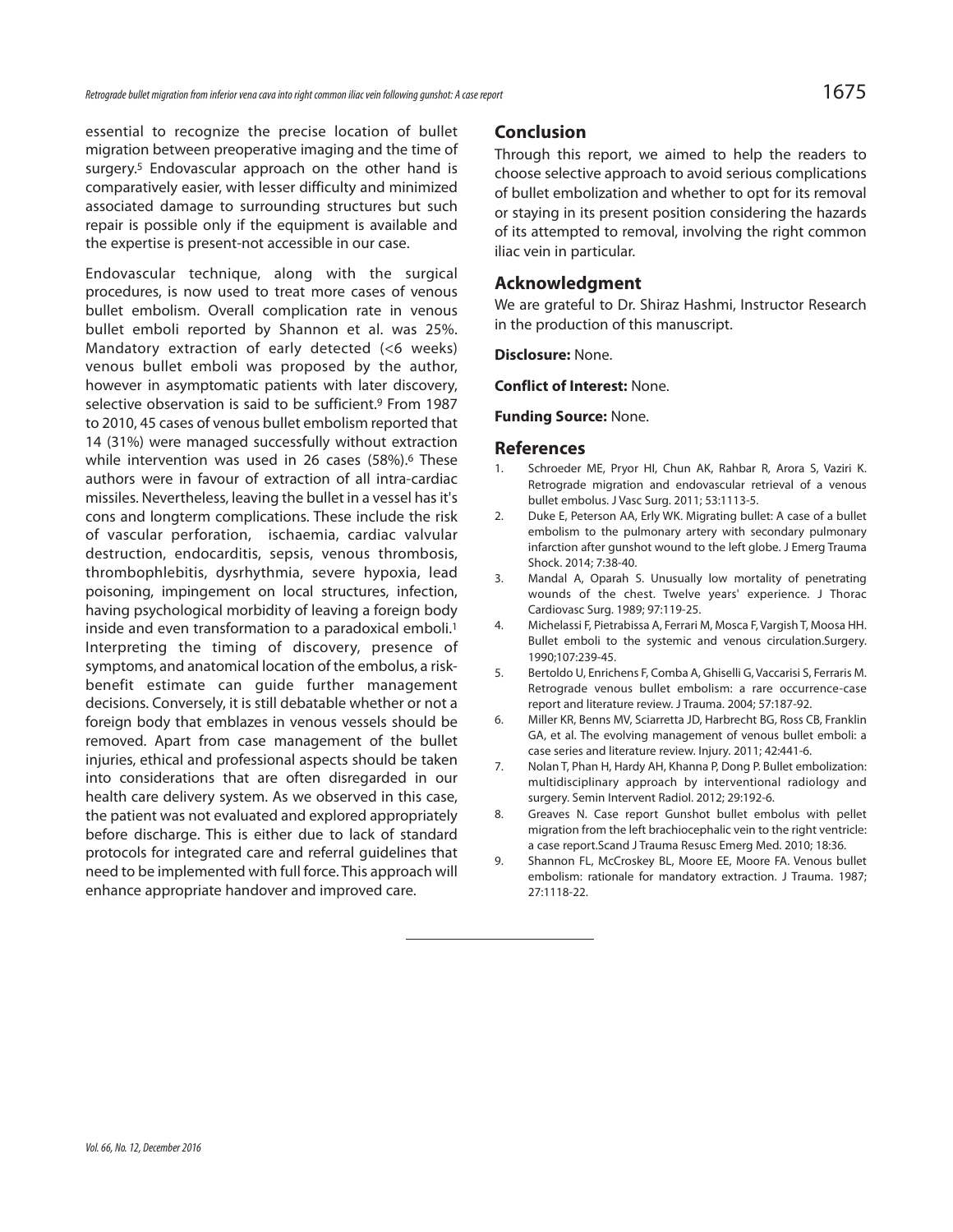essential to recognize the precise location of bullet migration between preoperative imaging and the time of surgery.[5] Endovascular approach on the other hand is comparatively easier, with lesser difficulty and minimized associated damage to surrounding structures but such repair is possible only if the equipment is available and the expertise is present-not accessible in our case.

Endovascular technique, along with the surgical procedures, is now used to treat more cases of venous bullet embolism. Overall complication rate in venous bullet emboli reported by Shannon et al. was 25%. Mandatory extraction of early detected (<6 weeks) venous bullet emboli was proposed by the author, however in asymptomatic patients with later discovery, selective observation is said to be sufficient.[9] From 1987 to 2010, 45 cases of venous bullet embolism reported that 14 (31%) were managed successfully without extraction while intervention was used in 26 cases (58%).[6] These authors were in favour of extraction of all intra-cardiac missiles. Nevertheless, leaving the bullet in a vessel has it's cons and longterm complications. These include the risk of vascular perforation, ischaemia, cardiac valvular destruction, endocarditis, sepsis, venous thrombosis, thrombophlebitis, dysrhythmia, severe hypoxia, lead poisoning, impingement on local structures, infection, having psychological morbidity of leaving a foreign body inside and even transformation to a paradoxical emboli.[1] Interpreting the timing of discovery, presence of symptoms, and anatomical location of the embolus, a risk-benefit estimate can guide further management decisions. Conversely, it is still debatable whether or not a foreign body that emblazes in venous vessels should be removed. Apart from case management of the bullet injuries, ethical and professional aspects should be taken into considerations that are often disregarded in our health care delivery system. As we observed in this case, the patient was not evaluated and explored appropriately before discharge. This is either due to lack of standard protocols for integrated care and referral guidelines that need to be implemented with full force. This approach will enhance appropriate handover and improved care.

## Conclusion

Through this report, we aimed to help the readers to choose selective approach to avoid serious complications of bullet embolization and whether to opt for its removal or staying in its present position considering the hazards of its attempted to removal, involving the right common iliac vein in particular.

## Acknowledgment

We are grateful to Dr. Shiraz Hashmi, Instructor Research in the production of this manuscript.

**Disclosure:** None.

**Conflict of Interest:** None.

**Funding Source:** None.

## References

1. Schroeder ME, Pryor HI, Chun AK, Rahbar R, Arora S, Vaziri K. Retrograde migration and endovascular retrieval of a venous bullet embolus. J Vasc Surg. 2011; 53:1113-5.
2. Duke E, Peterson AA, Erly WK. Migrating bullet: A case of a bullet embolism to the pulmonary artery with secondary pulmonary infarction after gunshot wound to the left globe. J Emerg Trauma Shock. 2014; 7:38-40.
3. Mandal A, Oparah S. Unusually low mortality of penetrating wounds of the chest. Twelve years' experience. J Thorac Cardiovasc Surg. 1989; 97:119-25.
4. Michelassi F, Pietrabissa A, Ferrari M, Mosca F, Vargish T, Moosa HH. Bullet emboli to the systemic and venous circulation.Surgery. 1990;107:239-45.
5. Bertoldo U, Enrichens F, Comba A, Ghiselli G, Vaccarisi S, Ferraris M. Retrograde venous bullet embolism: a rare occurrence-case report and literature review. J Trauma. 2004; 57:187-92.
6. Miller KR, Benns MV, Sciarretta JD, Harbrecht BG, Ross CB, Franklin GA, et al. The evolving management of venous bullet emboli: a case series and literature review. Injury. 2011; 42:441-6.
7. Nolan T, Phan H, Hardy AH, Khanna P, Dong P. Bullet embolization: multidisciplinary approach by interventional radiology and surgery. Semin Intervent Radiol. 2012; 29:192-6.
8. Greaves N. Case report Gunshot bullet embolus with pellet migration from the left brachiocephalic vein to the right ventricle: a case report.Scand J Trauma Resusc Emerg Med. 2010; 18:36.
9. Shannon FL, McCroskey BL, Moore EE, Moore FA. Venous bullet embolism: rationale for mandatory extraction. J Trauma. 1987; 27:1118-22.